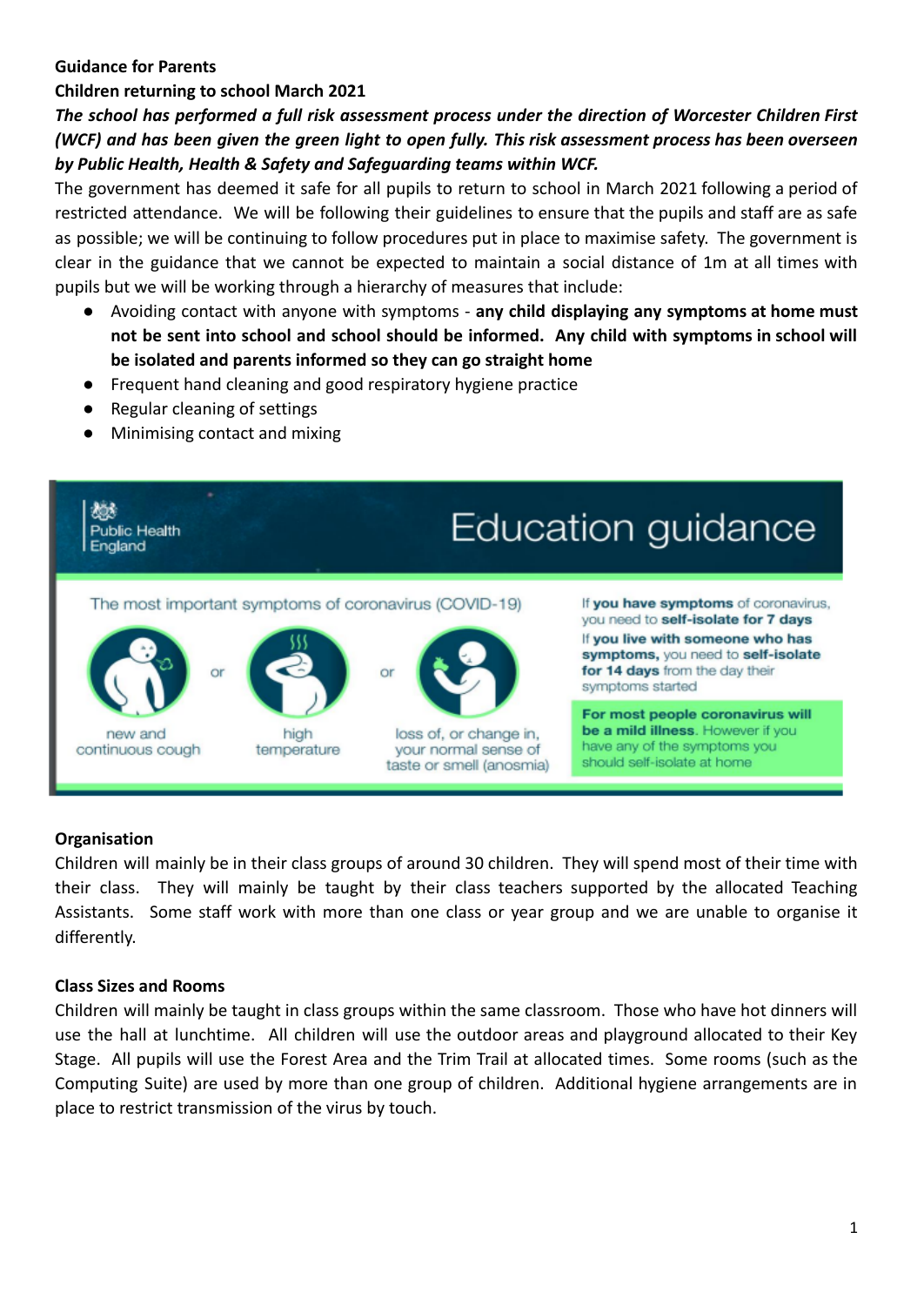**Guidance for Parents**

**Children returning to school March 2021**

***The school has performed a full risk assessment process under the direction of Worcester Children First (WCF) and has been given the green light to open fully. This risk assessment process has been overseen by Public Health, Health & Safety and Safeguarding teams within WCF.***

The government has deemed it safe for all pupils to return to school in March 2021 following a period of restricted attendance. We will be following their guidelines to ensure that the pupils and staff are as safe as possible; we will be continuing to follow procedures put in place to maximise safety. The government is clear in the guidance that we cannot be expected to maintain a social distance of 1m at all times with pupils but we will be working through a hierarchy of measures that include:

- Avoiding contact with anyone with symptoms - **any child displaying any symptoms at home must not be sent into school and school should be informed. Any child with symptoms in school will be isolated and parents informed so they can go straight home**
- Frequent hand cleaning and good respiratory hygiene practice
- Regular cleaning of settings
- Minimising contact and mixing

Public Health England

**Education guidance**

The most important symptoms of coronavirus (COVID-19)

new and continuous cough or high temperature or loss of, or change in, your normal sense of taste or smell (anosmia)

If **you have symptoms** of coronavirus, you need to **self-isolate for 7 days**

If **you live with someone who has symptoms,** you need to **self-isolate for 14 days** from the day their symptoms started

**For most people coronavirus will be a mild illness.** However if you have any of the symptoms you should self-isolate at home

**Organisation**

Children will mainly be in their class groups of around 30 children. They will spend most of their time with their class. They will mainly be taught by their class teachers supported by the allocated Teaching Assistants. Some staff work with more than one class or year group and we are unable to organise it differently.

**Class Sizes and Rooms**

Children will mainly be taught in class groups within the same classroom. Those who have hot dinners will use the hall at lunchtime. All children will use the outdoor areas and playground allocated to their Key Stage. All pupils will use the Forest Area and the Trim Trail at allocated times. Some rooms (such as the Computing Suite) are used by more than one group of children. Additional hygiene arrangements are in place to restrict transmission of the virus by touch.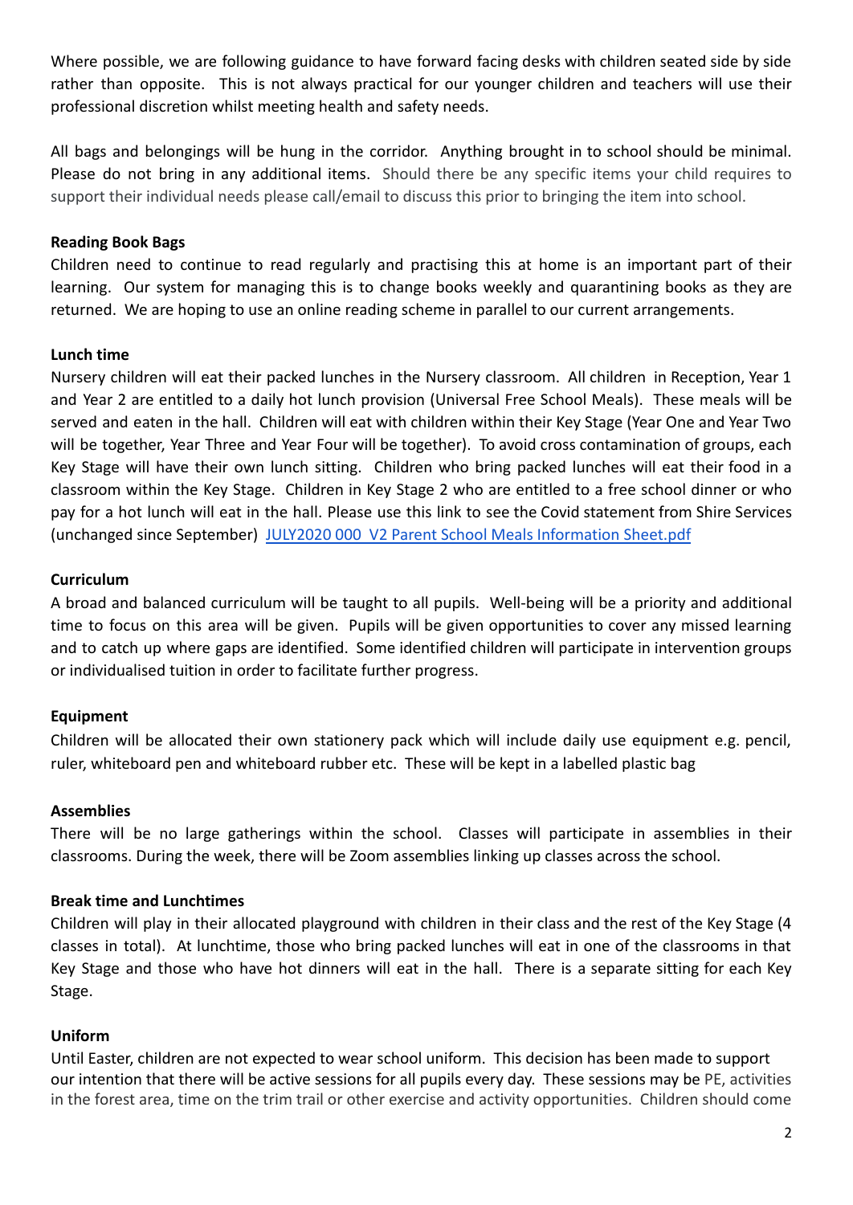Where possible, we are following guidance to have forward facing desks with children seated side by side rather than opposite. This is not always practical for our younger children and teachers will use their professional discretion whilst meeting health and safety needs.

All bags and belongings will be hung in the corridor. Anything brought in to school should be minimal. Please do not bring in any additional items. Should there be any specific items your child requires to support their individual needs please call/email to discuss this prior to bringing the item into school.

**Reading Book Bags**

Children need to continue to read regularly and practising this at home is an important part of their learning. Our system for managing this is to change books weekly and quarantining books as they are returned. We are hoping to use an online reading scheme in parallel to our current arrangements.

**Lunch time**

Nursery children will eat their packed lunches in the Nursery classroom. All children in Reception, Year 1 and Year 2 are entitled to a daily hot lunch provision (Universal Free School Meals). These meals will be served and eaten in the hall. Children will eat with children within their Key Stage (Year One and Year Two will be together, Year Three and Year Four will be together). To avoid cross contamination of groups, each Key Stage will have their own lunch sitting. Children who bring packed lunches will eat their food in a classroom within the Key Stage. Children in Key Stage 2 who are entitled to a free school dinner or who pay for a hot lunch will eat in the hall. Please use this link to see the Covid statement from Shire Services (unchanged since September) [JULY2020 000 V2 Parent School Meals Information Sheet.pdf]

**Curriculum**

A broad and balanced curriculum will be taught to all pupils. Well-being will be a priority and additional time to focus on this area will be given. Pupils will be given opportunities to cover any missed learning and to catch up where gaps are identified. Some identified children will participate in intervention groups or individualised tuition in order to facilitate further progress.

**Equipment**

Children will be allocated their own stationery pack which will include daily use equipment e.g. pencil, ruler, whiteboard pen and whiteboard rubber etc. These will be kept in a labelled plastic bag

**Assemblies**

There will be no large gatherings within the school. Classes will participate in assemblies in their classrooms. During the week, there will be Zoom assemblies linking up classes across the school.

**Break time and Lunchtimes**

Children will play in their allocated playground with children in their class and the rest of the Key Stage (4 classes in total). At lunchtime, those who bring packed lunches will eat in one of the classrooms in that Key Stage and those who have hot dinners will eat in the hall. There is a separate sitting for each Key Stage.

**Uniform**

Until Easter, children are not expected to wear school uniform. This decision has been made to support our intention that there will be active sessions for all pupils every day. These sessions may be PE, activities in the forest area, time on the trim trail or other exercise and activity opportunities. Children should come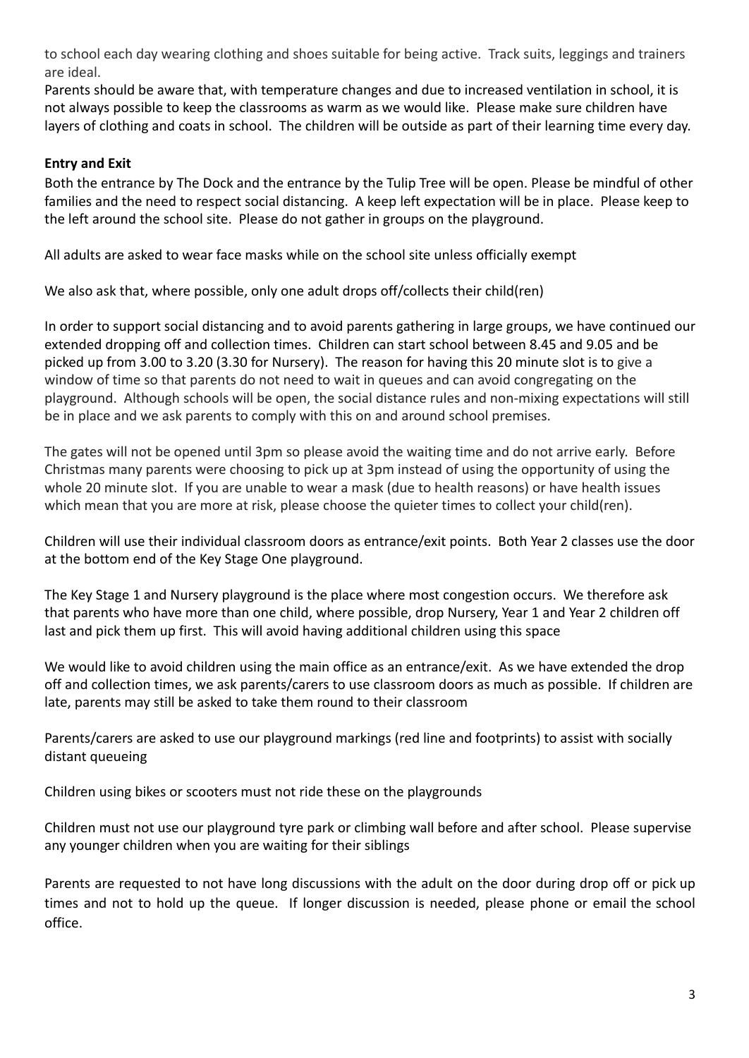to school each day wearing clothing and shoes suitable for being active. Track suits, leggings and trainers are ideal.

Parents should be aware that, with temperature changes and due to increased ventilation in school, it is not always possible to keep the classrooms as warm as we would like. Please make sure children have layers of clothing and coats in school. The children will be outside as part of their learning time every day.

**Entry and Exit**

Both the entrance by The Dock and the entrance by the Tulip Tree will be open. Please be mindful of other families and the need to respect social distancing. A keep left expectation will be in place. Please keep to the left around the school site. Please do not gather in groups on the playground.

All adults are asked to wear face masks while on the school site unless officially exempt

We also ask that, where possible, only one adult drops off/collects their child(ren)

In order to support social distancing and to avoid parents gathering in large groups, we have continued our extended dropping off and collection times. Children can start school between 8.45 and 9.05 and be picked up from 3.00 to 3.20 (3.30 for Nursery). The reason for having this 20 minute slot is to give a window of time so that parents do not need to wait in queues and can avoid congregating on the playground. Although schools will be open, the social distance rules and non-mixing expectations will still be in place and we ask parents to comply with this on and around school premises.

The gates will not be opened until 3pm so please avoid the waiting time and do not arrive early. Before Christmas many parents were choosing to pick up at 3pm instead of using the opportunity of using the whole 20 minute slot. If you are unable to wear a mask (due to health reasons) or have health issues which mean that you are more at risk, please choose the quieter times to collect your child(ren).

Children will use their individual classroom doors as entrance/exit points. Both Year 2 classes use the door at the bottom end of the Key Stage One playground.

The Key Stage 1 and Nursery playground is the place where most congestion occurs. We therefore ask that parents who have more than one child, where possible, drop Nursery, Year 1 and Year 2 children off last and pick them up first. This will avoid having additional children using this space

We would like to avoid children using the main office as an entrance/exit. As we have extended the drop off and collection times, we ask parents/carers to use classroom doors as much as possible. If children are late, parents may still be asked to take them round to their classroom

Parents/carers are asked to use our playground markings (red line and footprints) to assist with socially distant queueing

Children using bikes or scooters must not ride these on the playgrounds

Children must not use our playground tyre park or climbing wall before and after school. Please supervise any younger children when you are waiting for their siblings

Parents are requested to not have long discussions with the adult on the door during drop off or pick up times and not to hold up the queue. If longer discussion is needed, please phone or email the school office.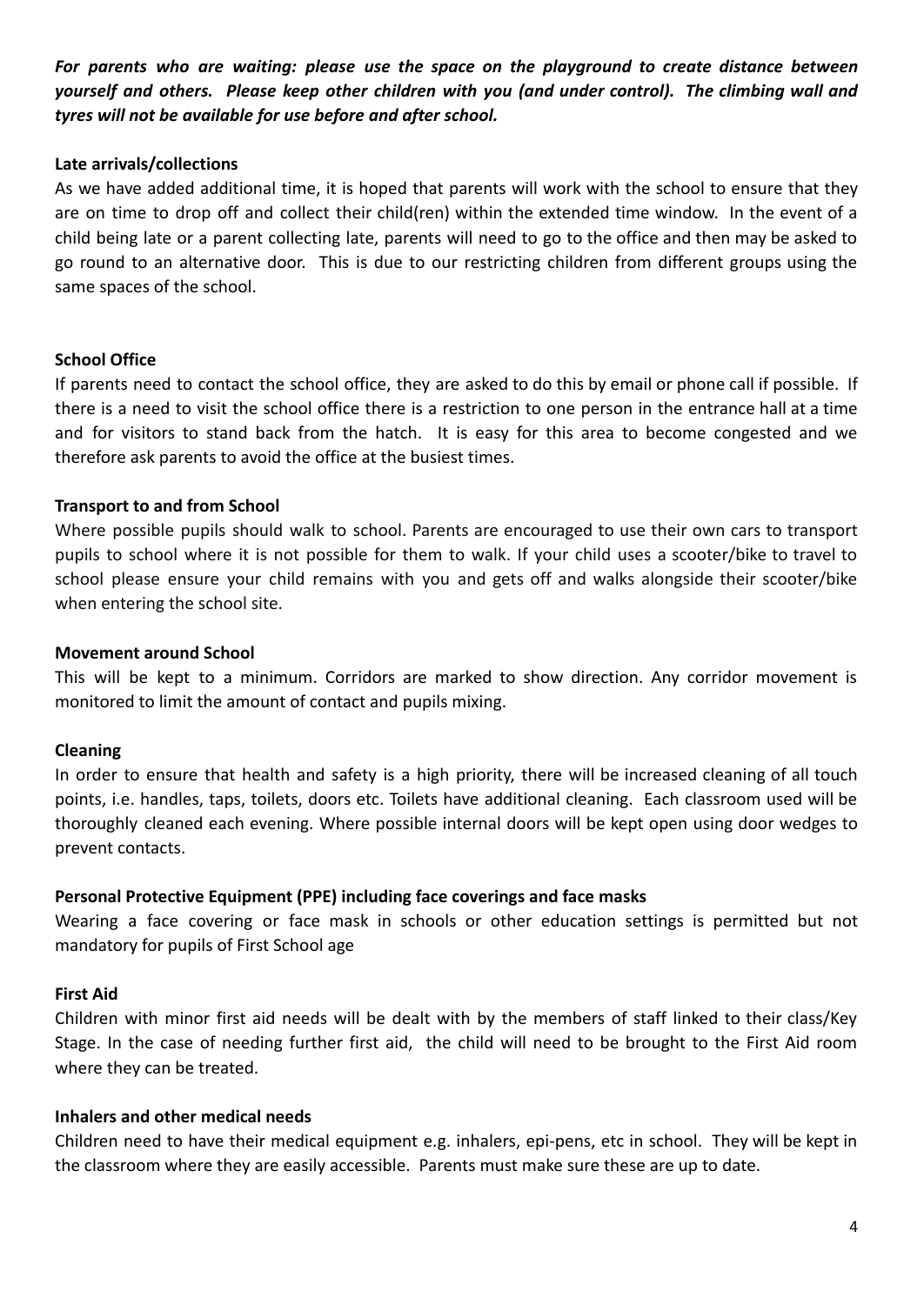***For parents who are waiting: please use the space on the playground to create distance between yourself and others. Please keep other children with you (and under control). The climbing wall and tyres will not be available for use before and after school.***

**Late arrivals/collections**

As we have added additional time, it is hoped that parents will work with the school to ensure that they are on time to drop off and collect their child(ren) within the extended time window. In the event of a child being late or a parent collecting late, parents will need to go to the office and then may be asked to go round to an alternative door. This is due to our restricting children from different groups using the same spaces of the school.

**School Office**

If parents need to contact the school office, they are asked to do this by email or phone call if possible. If there is a need to visit the school office there is a restriction to one person in the entrance hall at a time and for visitors to stand back from the hatch. It is easy for this area to become congested and we therefore ask parents to avoid the office at the busiest times.

**Transport to and from School**

Where possible pupils should walk to school. Parents are encouraged to use their own cars to transport pupils to school where it is not possible for them to walk. If your child uses a scooter/bike to travel to school please ensure your child remains with you and gets off and walks alongside their scooter/bike when entering the school site.

**Movement around School**

This will be kept to a minimum. Corridors are marked to show direction. Any corridor movement is monitored to limit the amount of contact and pupils mixing.

**Cleaning**

In order to ensure that health and safety is a high priority, there will be increased cleaning of all touch points, i.e. handles, taps, toilets, doors etc. Toilets have additional cleaning. Each classroom used will be thoroughly cleaned each evening. Where possible internal doors will be kept open using door wedges to prevent contacts.

**Personal Protective Equipment (PPE) including face coverings and face masks**

Wearing a face covering or face mask in schools or other education settings is permitted but not mandatory for pupils of First School age

**First Aid**

Children with minor first aid needs will be dealt with by the members of staff linked to their class/Key Stage. In the case of needing further first aid, the child will need to be brought to the First Aid room where they can be treated.

**Inhalers and other medical needs**

Children need to have their medical equipment e.g. inhalers, epi-pens, etc in school. They will be kept in the classroom where they are easily accessible. Parents must make sure these are up to date.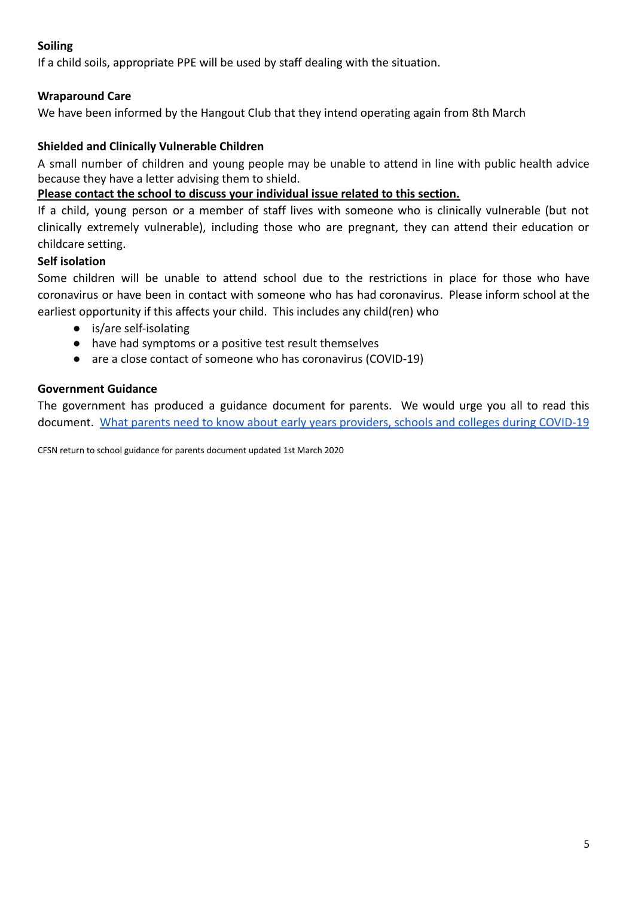**Soiling**

If a child soils, appropriate PPE will be used by staff dealing with the situation.

**Wraparound Care**

We have been informed by the Hangout Club that they intend operating again from 8th March

**Shielded and Clinically Vulnerable Children**

A small number of children and young people may be unable to attend in line with public health advice because they have a letter advising them to shield.

**Please contact the school to discuss your individual issue related to this section.**

If a child, young person or a member of staff lives with someone who is clinically vulnerable (but not clinically extremely vulnerable), including those who are pregnant, they can attend their education or childcare setting.

**Self isolation**

Some children will be unable to attend school due to the restrictions in place for those who have coronavirus or have been in contact with someone who has had coronavirus. Please inform school at the earliest opportunity if this affects your child. This includes any child(ren) who

- is/are self-isolating
- have had symptoms or a positive test result themselves
- are a close contact of someone who has coronavirus (COVID-19)

**Government Guidance**

The government has produced a guidance document for parents. We would urge you all to read this document. What parents need to know about early years providers, schools and colleges during COVID-19

CFSN return to school guidance for parents document updated 1st March 2020